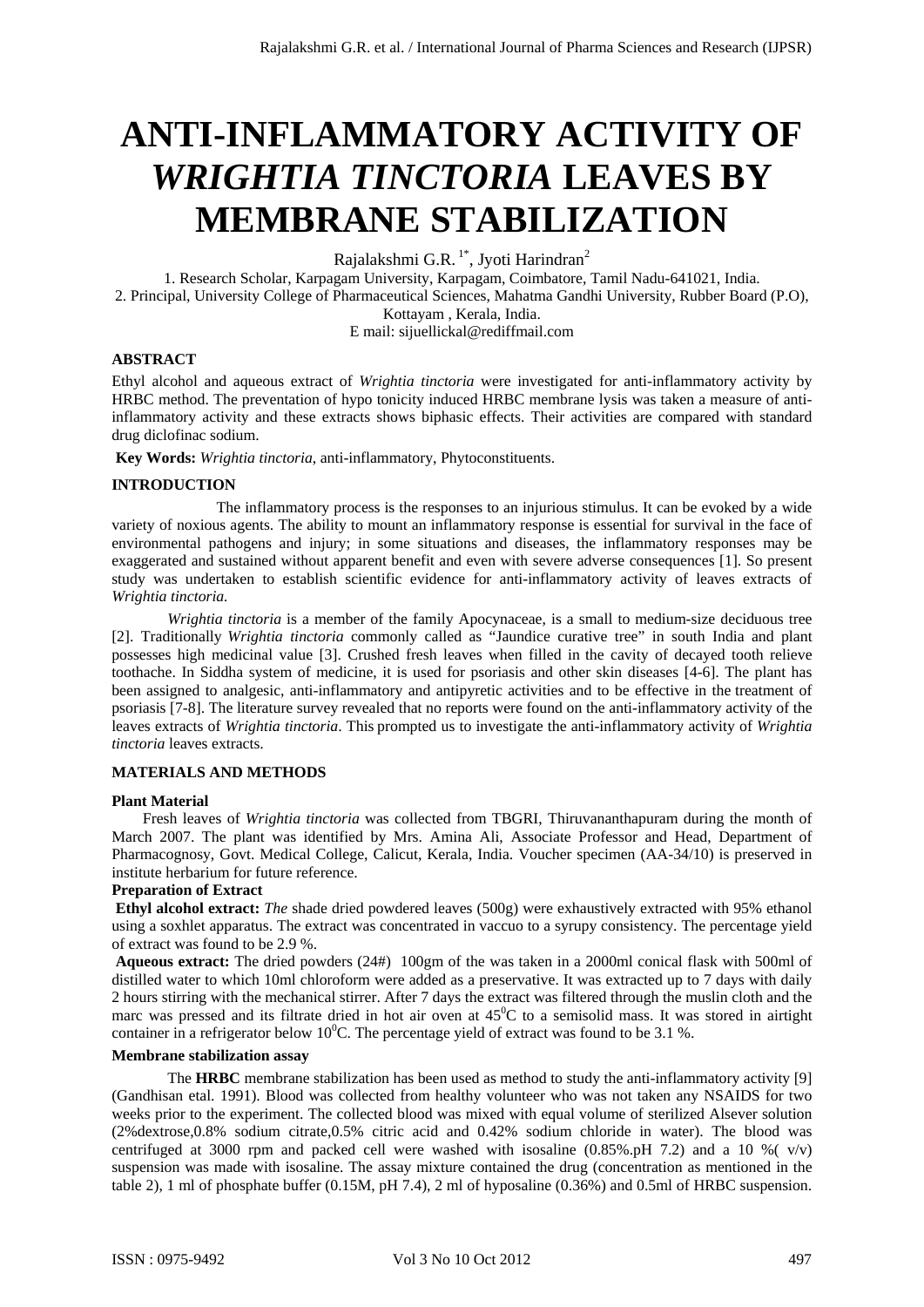# ANTI-INFLAMMATORY ACTIVITY OF *WRIGHTIA TINCTORIA* LEAVES BY MEMBRANE STABILIZATION

Rajalakshmi G.R. [1*], Jyoti Harindran[2]

1. Research Scholar, Karpagam University, Karpagam, Coimbatore, Tamil Nadu-641021, India.
2. Principal, University College of Pharmaceutical Sciences, Mahatma Gandhi University, Rubber Board (P.O), Kottayam , Kerala, India.

E mail: sijuellickal@rediffmail.com

## ABSTRACT

Ethyl alcohol and aqueous extract of *Wrightia tinctoria* were investigated for anti-inflammatory activity by HRBC method. The prevention of hypo tonicity induced HRBC membrane lysis was taken a measure of anti-inflammatory activity and these extracts shows biphasic effects. Their activities are compared with standard drug diclofinac sodium.

**Key Words:** *Wrightia tinctoria*, anti-inflammatory, Phytoconstituents.

## INTRODUCTION

The inflammatory process is the responses to an injurious stimulus. It can be evoked by a wide variety of noxious agents. The ability to mount an inflammatory response is essential for survival in the face of environmental pathogens and injury; in some situations and diseases, the inflammatory responses may be exaggerated and sustained without apparent benefit and even with severe adverse consequences [1]. So present study was undertaken to establish scientific evidence for anti-inflammatory activity of leaves extracts of *Wrightia tinctoria.*

*Wrightia tinctoria* is a member of the family Apocynaceae, is a small to medium-size deciduous tree [2]. Traditionally *Wrightia tinctoria* commonly called as "Jaundice curative tree" in south India and plant possesses high medicinal value [3]. Crushed fresh leaves when filled in the cavity of decayed tooth relieve toothache. In Siddha system of medicine, it is used for psoriasis and other skin diseases [4-6]. The plant has been assigned to analgesic, anti-inflammatory and antipyretic activities and to be effective in the treatment of psoriasis [7-8]. The literature survey revealed that no reports were found on the anti-inflammatory activity of the leaves extracts of *Wrightia tinctoria*. This prompted us to investigate the anti-inflammatory activity of *Wrightia tinctoria* leaves extracts.

## MATERIALS AND METHODS

### Plant Material

Fresh leaves of *Wrightia tinctoria* was collected from TBGRI, Thiruvananthapuram during the month of March 2007. The plant was identified by Mrs. Amina Ali, Associate Professor and Head, Department of Pharmacognosy, Govt. Medical College, Calicut, Kerala, India. Voucher specimen (AA-34/10) is preserved in institute herbarium for future reference.

### Preparation of Extract

**Ethyl alcohol extract:** *The* shade dried powdered leaves (500g) were exhaustively extracted with 95% ethanol using a soxhlet apparatus. The extract was concentrated in vaccuo to a syrupy consistency. The percentage yield of extract was found to be 2.9 %.

**Aqueous extract:** The dried powders (24#) 100gm of the was taken in a 2000ml conical flask with 500ml of distilled water to which 10ml chloroform were added as a preservative. It was extracted up to 7 days with daily 2 hours stirring with the mechanical stirrer. After 7 days the extract was filtered through the muslin cloth and the marc was pressed and its filtrate dried in hot air oven at $45^0$C to a semisolid mass. It was stored in airtight container in a refrigerator below $10^0$C. The percentage yield of extract was found to be 3.1 %.

### Membrane stabilization assay

The **HRBC** membrane stabilization has been used as method to study the anti-inflammatory activity [9] (Gandhisan etal. 1991). Blood was collected from healthy volunteer who was not taken any NSAIDS for two weeks prior to the experiment. The collected blood was mixed with equal volume of sterilized Alsever solution (2%dextrose,0.8% sodium citrate,0.5% citric acid and 0.42% sodium chloride in water). The blood was centrifuged at 3000 rpm and packed cell were washed with isosaline (0.85%.pH 7.2) and a 10 %( v/v) suspension was made with isosaline. The assay mixture contained the drug (concentration as mentioned in the table 2), 1 ml of phosphate buffer (0.15M, pH 7.4), 2 ml of hyposaline (0.36%) and 0.5ml of HRBC suspension.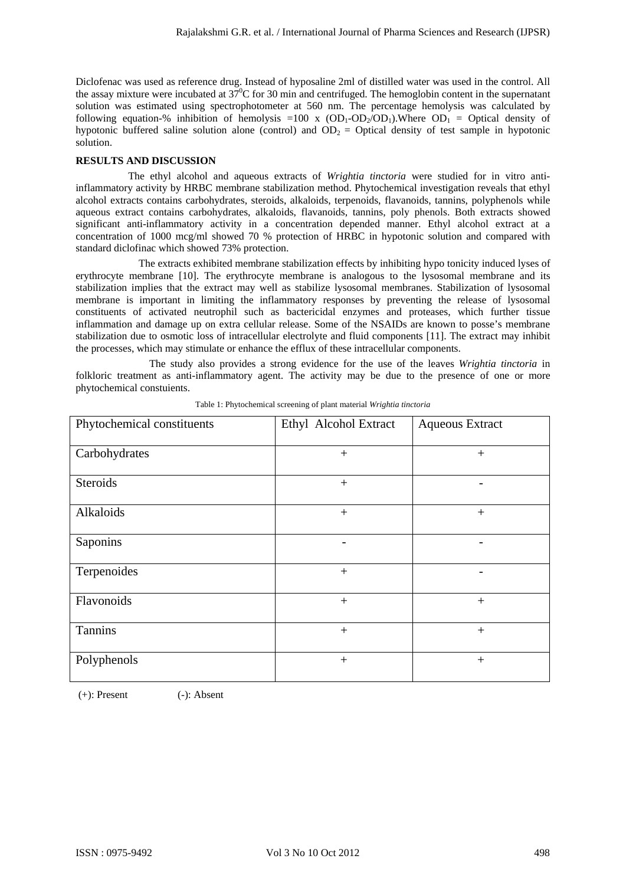Diclofenac was used as reference drug. Instead of hyposaline 2ml of distilled water was used in the control. All the assay mixture were incubated at $37^0$C for 30 min and centrifuged. The hemoglobin content in the supernatant solution was estimated using spectrophotometer at 560 nm. The percentage hemolysis was calculated by following equation-% inhibition of hemolysis =100 x ($OD_1$-$OD_2$/$OD_1$).Where $OD_1$ = Optical density of hypotonic buffered saline solution alone (control) and $OD_2$ = Optical density of test sample in hypotonic solution.

## RESULTS AND DISCUSSION

The ethyl alcohol and aqueous extracts of *Wrightia tinctoria* were studied for in vitro anti-inflammatory activity by HRBC membrane stabilization method. Phytochemical investigation reveals that ethyl alcohol extracts contains carbohydrates, steroids, alkaloids, terpenoids, flavanoids, tannins, polyphenols while aqueous extract contains carbohydrates, alkaloids, flavanoids, tannins, poly phenols. Both extracts showed significant anti-inflammatory activity in a concentration depended manner. Ethyl alcohol extract at a concentration of 1000 mcg/ml showed 70 % protection of HRBC in hypotonic solution and compared with standard diclofinac which showed 73% protection.

The extracts exhibited membrane stabilization effects by inhibiting hypo tonicity induced lyses of erythrocyte membrane [10]. The erythrocyte membrane is analogous to the lysosomal membrane and its stabilization implies that the extract may well as stabilize lysosomal membranes. Stabilization of lysosomal membrane is important in limiting the inflammatory responses by preventing the release of lysosomal constituents of activated neutrophil such as bactericidal enzymes and proteases, which further tissue inflammation and damage up on extra cellular release. Some of the NSAIDs are known to posse's membrane stabilization due to osmotic loss of intracellular electrolyte and fluid components [11]. The extract may inhibit the processes, which may stimulate or enhance the efflux of these intracellular components.

The study also provides a strong evidence for the use of the leaves *Wrightia tinctoria* in folkloric treatment as anti-inflammatory agent. The activity may be due to the presence of one or more phytochemical constuients.

Table 1: Phytochemical screening of plant material *Wrightia tinctoria*

| Phytochemical constituents | Ethyl Alcohol Extract | Aqueous Extract |
|---|---|---|
| Carbohydrates | + | + |
| Steroids | + | - |
| Alkaloids | + | + |
| Saponins | - | - |
| Terpenoides | + | - |
| Flavonoids | + | + |
| Tannins | + | + |
| Polyphenols | + | + |

(+): Present (-): Absent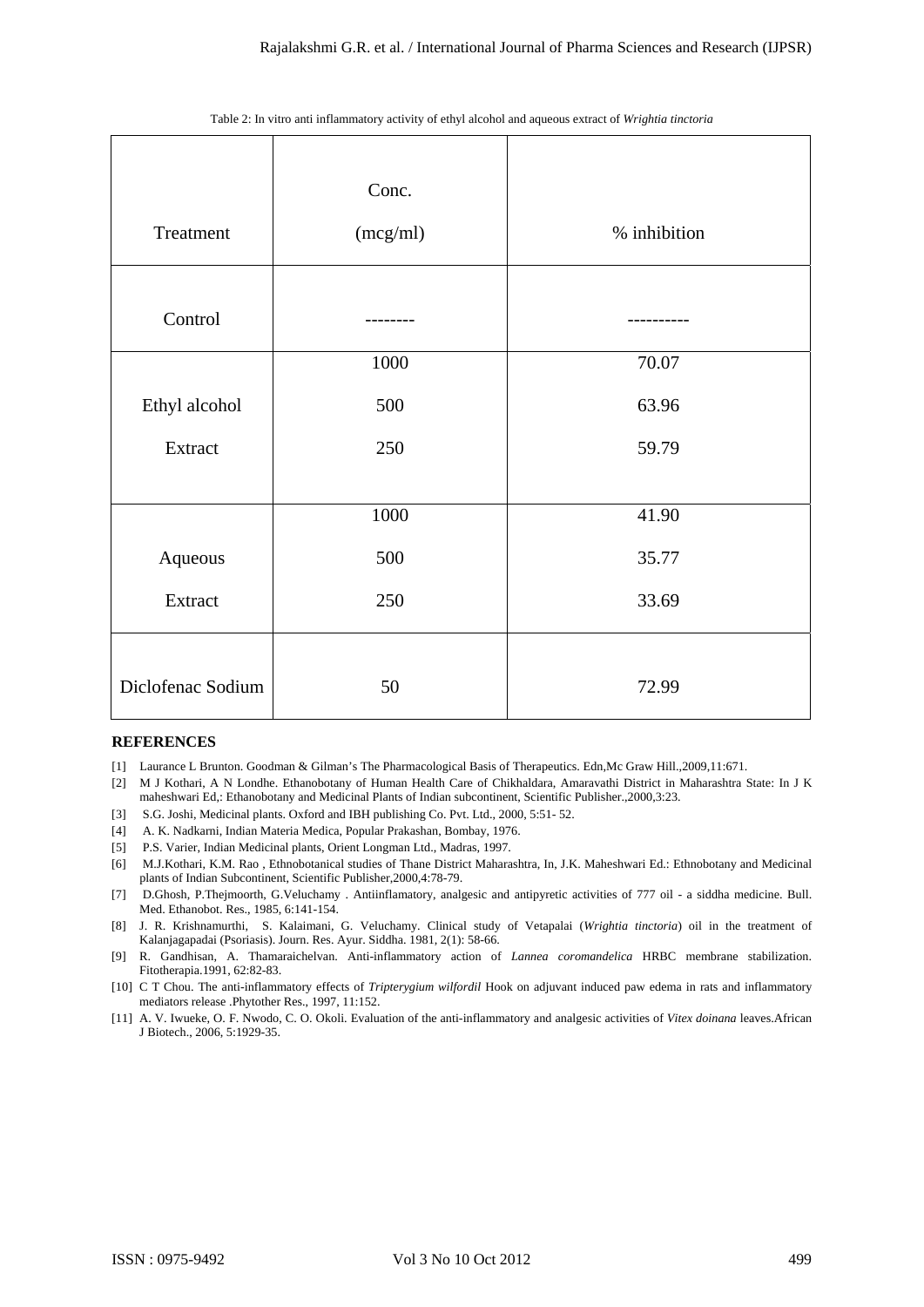Table 2: In vitro anti inflammatory activity of ethyl alcohol and aqueous extract of *Wrightia tinctoria*

| Treatment | Conc. (mcg/ml) | % inhibition |
|---|---|---|
| Control | -------- | ---------- |
| Ethyl alcohol Extract | 1000 | 70.07 |
| | 500 | 63.96 |
| | 250 | 59.79 |
| Aqueous Extract | 1000 | 41.90 |
| | 500 | 35.77 |
| | 250 | 33.69 |
| Diclofenac Sodium | 50 | 72.99 |

## REFERENCES

[1] Laurance L Brunton. Goodman & Gilman's The Pharmacological Basis of Therapeutics. Edn,Mc Graw Hill.,2009,11:671.

[2] M J Kothari, A N Londhe. Ethanobotany of Human Health Care of Chikhaldara, Amaravathi District in Maharashtra State: In J K maheshwari Ed,: Ethanobotany and Medicinal Plants of Indian subcontinent, Scientific Publisher.,2000,3:23.

[3] S.G. Joshi, Medicinal plants. Oxford and IBH publishing Co. Pvt. Ltd., 2000, 5:51- 52.

[4] A. K. Nadkarni, Indian Materia Medica, Popular Prakashan, Bombay, 1976.

[5] P.S. Varier, Indian Medicinal plants, Orient Longman Ltd., Madras, 1997.

[6] M.J.Kothari, K.M. Rao , Ethnobotanical studies of Thane District Maharashtra, In, J.K. Maheshwari Ed.: Ethnobotany and Medicinal plants of Indian Subcontinent, Scientific Publisher,2000,4:78-79.

[7] D.Ghosh, P.Thejmoorth, G.Veluchamy . Antiinflamatory, analgesic and antipyretic activities of 777 oil - a siddha medicine. Bull. Med. Ethanobot. Res., 1985, 6:141-154.

[8] J. R. Krishnamurthi, S. Kalaimani, G. Veluchamy. Clinical study of Vetapalai (*Wrightia tinctoria*) oil in the treatment of Kalanjagapadai (Psoriasis). Journ. Res. Ayur. Siddha. 1981, 2(1): 58-66.

[9] R. Gandhisan, A. Thamaraichelvan. Anti-inflammatory action of *Lannea coromandelica* HRBC membrane stabilization. Fitotherapia.1991, 62:82-83.

[10] C T Chou. The anti-inflammatory effects of *Tripterygium wilfordil* Hook on adjuvant induced paw edema in rats and inflammatory mediators release .Phytother Res., 1997, 11:152.

[11] A. V. Iwueke, O. F. Nwodo, C. O. Okoli. Evaluation of the anti-inflammatory and analgesic activities of *Vitex doinana* leaves.African J Biotech., 2006, 5:1929-35.